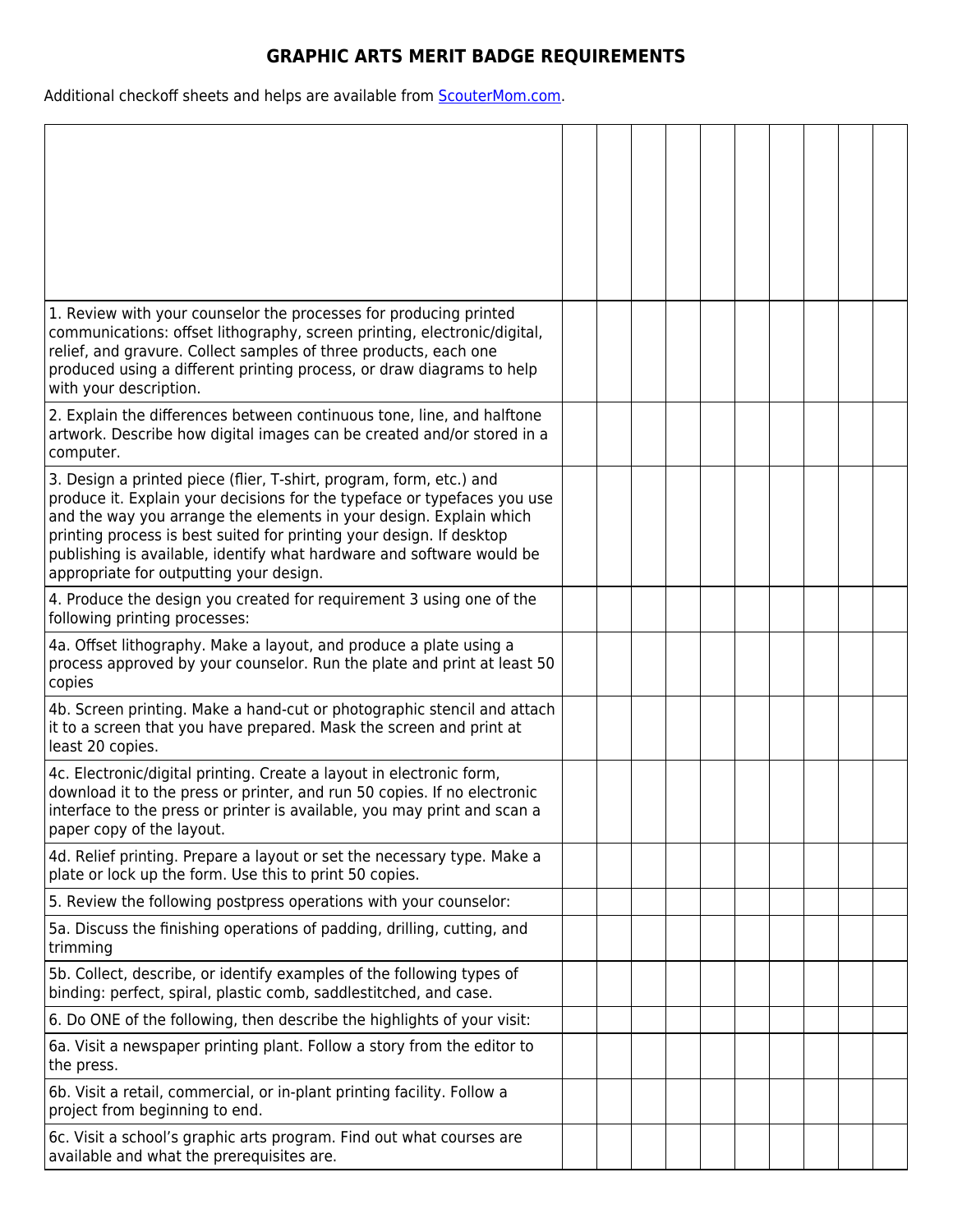# GRAPHIC ARTS MERIT BADGE REQUIREMENTS

Additional checkoff sheets and helps are available from [ScouterMom.com](ScouterMom.com).

| | | | | | | | | | | |
|---|---|---|---|---|---|---|---|---|---|---|
| 1. Review with your counselor the processes for producing printed communications: offset lithography, screen printing, electronic/digital, relief, and gravure. Collect samples of three products, each one produced using a different printing process, or draw diagrams to help with your description. | | | | | | | | | | |
| 2. Explain the differences between continuous tone, line, and halftone artwork. Describe how digital images can be created and/or stored in a computer. | | | | | | | | | | |
| 3. Design a printed piece (flier, T-shirt, program, form, etc.) and produce it. Explain your decisions for the typeface or typefaces you use and the way you arrange the elements in your design. Explain which printing process is best suited for printing your design. If desktop publishing is available, identify what hardware and software would be appropriate for outputting your design. | | | | | | | | | | |
| 4. Produce the design you created for requirement 3 using one of the following printing processes: | | | | | | | | | | |
| 4a. Offset lithography. Make a layout, and produce a plate using a process approved by your counselor. Run the plate and print at least 50 copies | | | | | | | | | | |
| 4b. Screen printing. Make a hand-cut or photographic stencil and attach it to a screen that you have prepared. Mask the screen and print at least 20 copies. | | | | | | | | | | |
| 4c. Electronic/digital printing. Create a layout in electronic form, download it to the press or printer, and run 50 copies. If no electronic interface to the press or printer is available, you may print and scan a paper copy of the layout. | | | | | | | | | | |
| 4d. Relief printing. Prepare a layout or set the necessary type. Make a plate or lock up the form. Use this to print 50 copies. | | | | | | | | | | |
| 5. Review the following postpress operations with your counselor: | | | | | | | | | | |
| 5a. Discuss the finishing operations of padding, drilling, cutting, and trimming | | | | | | | | | | |
| 5b. Collect, describe, or identify examples of the following types of binding: perfect, spiral, plastic comb, saddlestitched, and case. | | | | | | | | | | |
| 6. Do ONE of the following, then describe the highlights of your visit: | | | | | | | | | | |
| 6a. Visit a newspaper printing plant. Follow a story from the editor to the press. | | | | | | | | | | |
| 6b. Visit a retail, commercial, or in-plant printing facility. Follow a project from beginning to end. | | | | | | | | | | |
| 6c. Visit a school's graphic arts program. Find out what courses are available and what the prerequisites are. | | | | | | | | | | |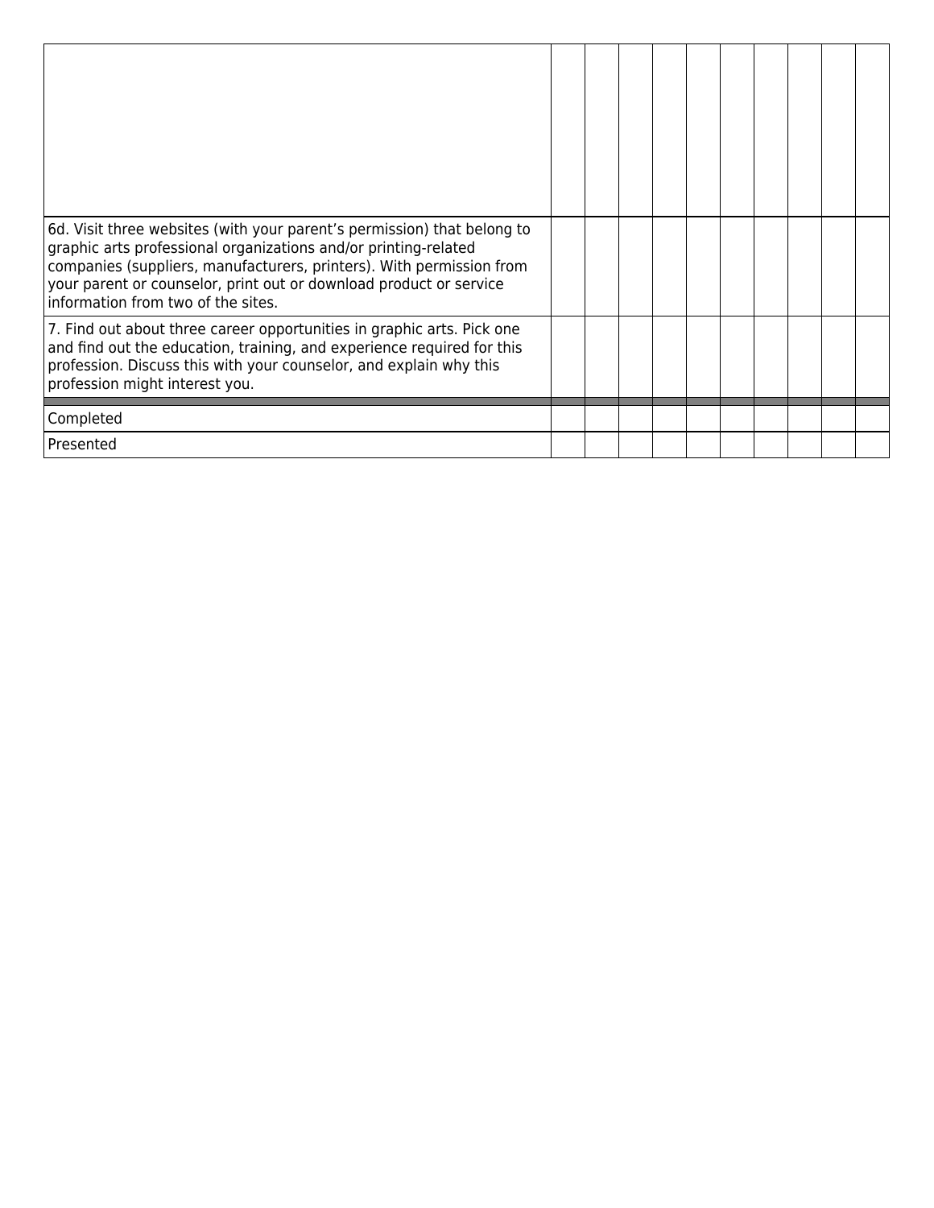| | | | | | | | | | | |
|---|---|---|---|---|---|---|---|---|---|---|
| | | | | | | | | | | |
| 6d. Visit three websites (with your parent's permission) that belong to graphic arts professional organizations and/or printing-related companies (suppliers, manufacturers, printers). With permission from your parent or counselor, print out or download product or service information from two of the sites. | | | | | | | | | | |
| 7. Find out about three career opportunities in graphic arts. Pick one and find out the education, training, and experience required for this profession. Discuss this with your counselor, and explain why this profession might interest you. | | | | | | | | | | |
| Completed | | | | | | | | | | |
| Presented | | | | | | | | | | |